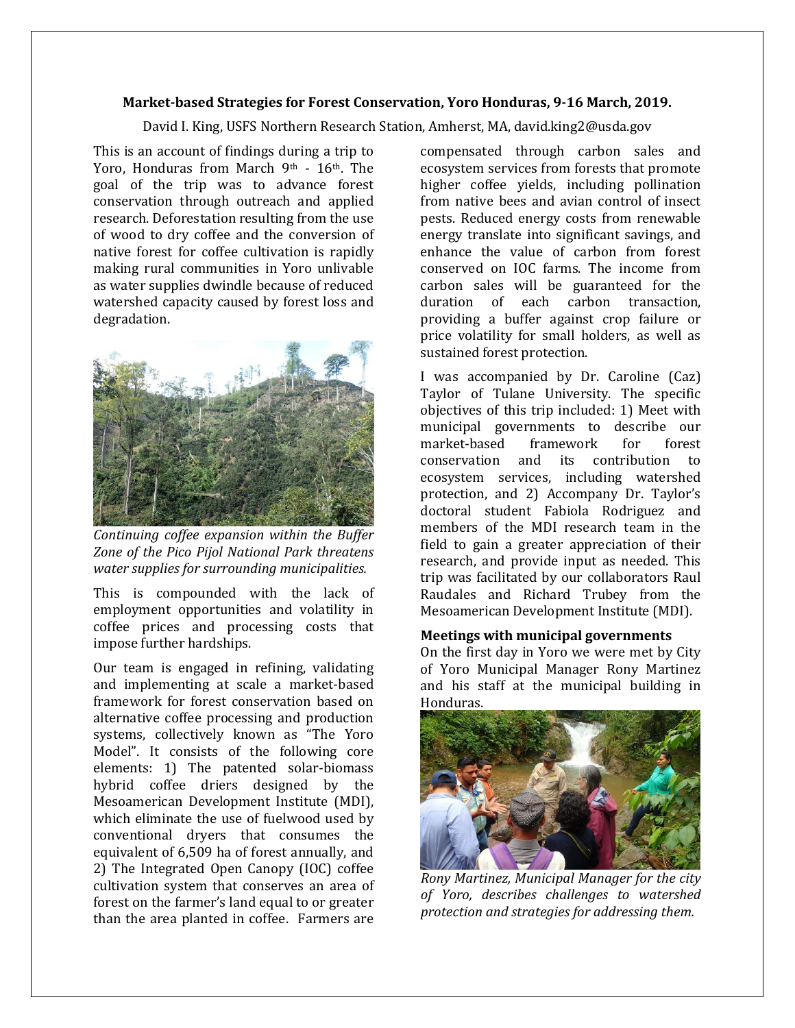**Market-based Strategies for Forest Conservation, Yoro Honduras, 9-16 March, 2019.**

David I. King, USFS Northern Research Station, Amherst, MA, david.king2@usda.gov

This is an account of findings during a trip to Yoro, Honduras from March 9th - 16th. The goal of the trip was to advance forest conservation through outreach and applied research. Deforestation resulting from the use of wood to dry coffee and the conversion of native forest for coffee cultivation is rapidly making rural communities in Yoro unlivable as water supplies dwindle because of reduced watershed capacity caused by forest loss and degradation.

*Continuing coffee expansion within the Buffer Zone of the Pico Pijol National Park threatens water supplies for surrounding municipalities.*

This is compounded with the lack of employment opportunities and volatility in coffee prices and processing costs that impose further hardships.

Our team is engaged in refining, validating and implementing at scale a market-based framework for forest conservation based on alternative coffee processing and production systems, collectively known as "The Yoro Model". It consists of the following core elements: 1) The patented solar-biomass hybrid coffee driers designed by the Mesoamerican Development Institute (MDI), which eliminate the use of fuelwood used by conventional dryers that consumes the equivalent of 6,509 ha of forest annually, and 2) The Integrated Open Canopy (IOC) coffee cultivation system that conserves an area of forest on the farmer's land equal to or greater than the area planted in coffee. Farmers are compensated through carbon sales and ecosystem services from forests that promote higher coffee yields, including pollination from native bees and avian control of insect pests. Reduced energy costs from renewable energy translate into significant savings, and enhance the value of carbon from forest conserved on IOC farms. The income from carbon sales will be guaranteed for the duration of each carbon transaction, providing a buffer against crop failure or price volatility for small holders, as well as sustained forest protection.

I was accompanied by Dr. Caroline (Caz) Taylor of Tulane University. The specific objectives of this trip included: 1) Meet with municipal governments to describe our market-based framework for forest conservation and its contribution to ecosystem services, including watershed protection, and 2) Accompany Dr. Taylor's doctoral student Fabiola Rodriguez and members of the MDI research team in the field to gain a greater appreciation of their research, and provide input as needed. This trip was facilitated by our collaborators Raul Raudales and Richard Trubey from the Mesoamerican Development Institute (MDI).

**Meetings with municipal governments**

On the first day in Yoro we were met by City of Yoro Municipal Manager Rony Martinez and his staff at the municipal building in Honduras.

*Rony Martinez, Municipal Manager for the city of Yoro, describes challenges to watershed protection and strategies for addressing them.*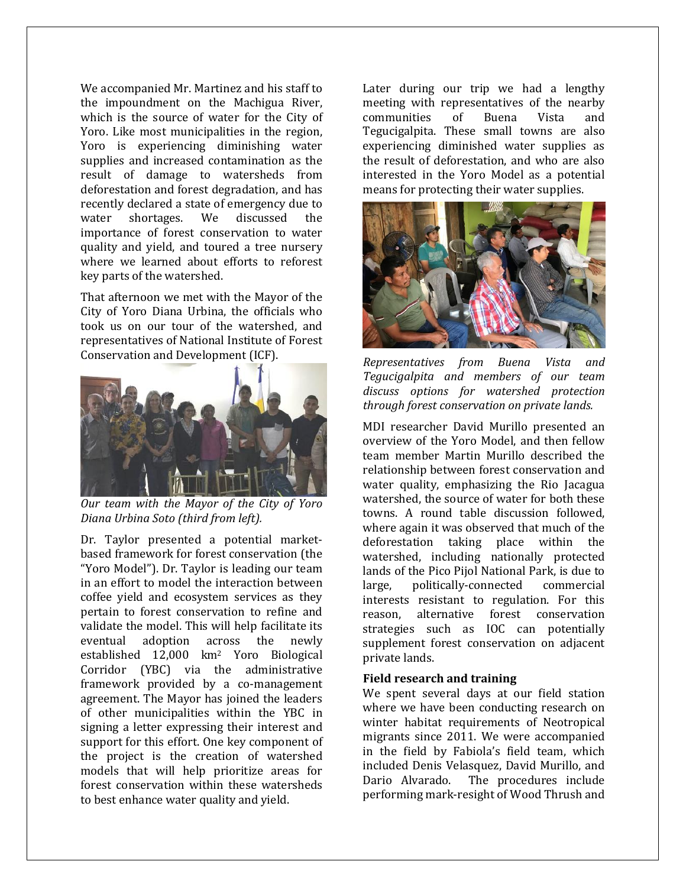We accompanied Mr. Martinez and his staff to the impoundment on the Machigua River, which is the source of water for the City of Yoro. Like most municipalities in the region, Yoro is experiencing diminishing water supplies and increased contamination as the result of damage to watersheds from deforestation and forest degradation, and has recently declared a state of emergency due to water shortages. We discussed the importance of forest conservation to water quality and yield, and toured a tree nursery where we learned about efforts to reforest key parts of the watershed.

That afternoon we met with the Mayor of the City of Yoro Diana Urbina, the officials who took us on our tour of the watershed, and representatives of National Institute of Forest Conservation and Development (ICF).

*Our team with the Mayor of the City of Yoro Diana Urbina Soto (third from left).*

Dr. Taylor presented a potential market-based framework for forest conservation (the "Yoro Model"). Dr. Taylor is leading our team in an effort to model the interaction between coffee yield and ecosystem services as they pertain to forest conservation to refine and validate the model. This will help facilitate its eventual adoption across the newly established 12,000 km$^2$ Yoro Biological Corridor (YBC) via the administrative framework provided by a co-management agreement. The Mayor has joined the leaders of other municipalities within the YBC in signing a letter expressing their interest and support for this effort. One key component of the project is the creation of watershed models that will help prioritize areas for forest conservation within these watersheds to best enhance water quality and yield.

Later during our trip we had a lengthy meeting with representatives of the nearby communities of Buena Vista and Tegucigalpita. These small towns are also experiencing diminished water supplies as the result of deforestation, and who are also interested in the Yoro Model as a potential means for protecting their water supplies.

*Representatives from Buena Vista and Tegucigalpita and members of our team discuss options for watershed protection through forest conservation on private lands.*

MDI researcher David Murillo presented an overview of the Yoro Model, and then fellow team member Martin Murillo described the relationship between forest conservation and water quality, emphasizing the Rio Jacagua watershed, the source of water for both these towns. A round table discussion followed, where again it was observed that much of the deforestation taking place within the watershed, including nationally protected lands of the Pico Pijol National Park, is due to large, politically-connected commercial interests resistant to regulation. For this reason, alternative forest conservation strategies such as IOC can potentially supplement forest conservation on adjacent private lands.

**Field research and training**

We spent several days at our field station where we have been conducting research on winter habitat requirements of Neotropical migrants since 2011. We were accompanied in the field by Fabiola's field team, which included Denis Velasquez, David Murillo, and Dario Alvarado. The procedures include performing mark-resight of Wood Thrush and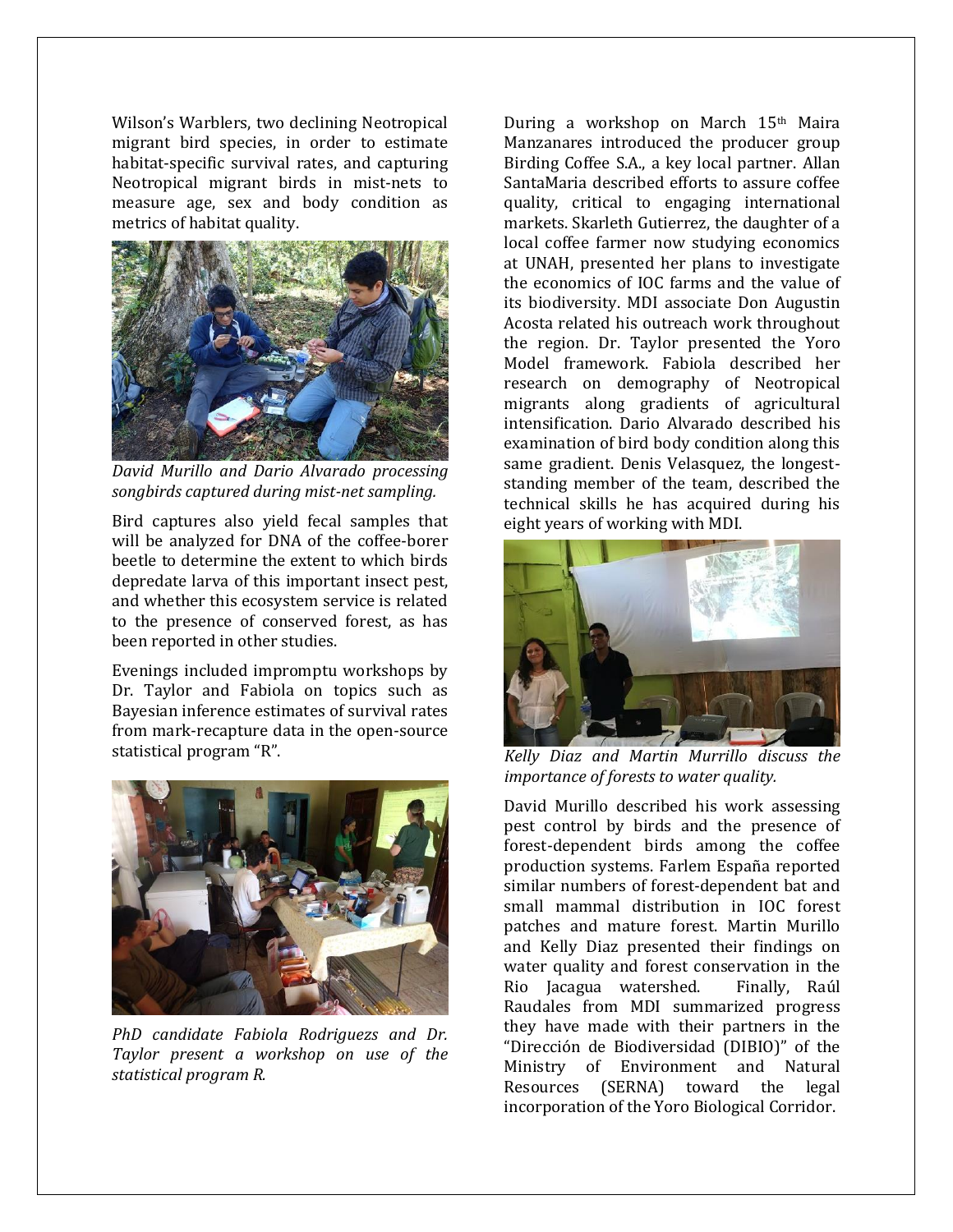Wilson's Warblers, two declining Neotropical migrant bird species, in order to estimate habitat-specific survival rates, and capturing Neotropical migrant birds in mist-nets to measure age, sex and body condition as metrics of habitat quality.

*David Murillo and Dario Alvarado processing songbirds captured during mist-net sampling.*

Bird captures also yield fecal samples that will be analyzed for DNA of the coffee-borer beetle to determine the extent to which birds depredate larva of this important insect pest, and whether this ecosystem service is related to the presence of conserved forest, as has been reported in other studies.

Evenings included impromptu workshops by Dr. Taylor and Fabiola on topics such as Bayesian inference estimates of survival rates from mark-recapture data in the open-source statistical program "R".

*PhD candidate Fabiola Rodriguezs and Dr. Taylor present a workshop on use of the statistical program R.*

During a workshop on March 15th Maira Manzanares introduced the producer group Birding Coffee S.A., a key local partner. Allan SantaMaria described efforts to assure coffee quality, critical to engaging international markets. Skarleth Gutierrez, the daughter of a local coffee farmer now studying economics at UNAH, presented her plans to investigate the economics of IOC farms and the value of its biodiversity. MDI associate Don Augustin Acosta related his outreach work throughout the region. Dr. Taylor presented the Yoro Model framework. Fabiola described her research on demography of Neotropical migrants along gradients of agricultural intensification. Dario Alvarado described his examination of bird body condition along this same gradient. Denis Velasquez, the longest-standing member of the team, described the technical skills he has acquired during his eight years of working with MDI.

*Kelly Diaz and Martin Murrillo discuss the importance of forests to water quality.*

David Murillo described his work assessing pest control by birds and the presence of forest-dependent birds among the coffee production systems. Farlem España reported similar numbers of forest-dependent bat and small mammal distribution in IOC forest patches and mature forest. Martin Murillo and Kelly Diaz presented their findings on water quality and forest conservation in the Rio Jacagua watershed. Finally, Raúl Raudales from MDI summarized progress they have made with their partners in the "Dirección de Biodiversidad (DIBIO)" of the Ministry of Environment and Natural Resources (SERNA) toward the legal incorporation of the Yoro Biological Corridor.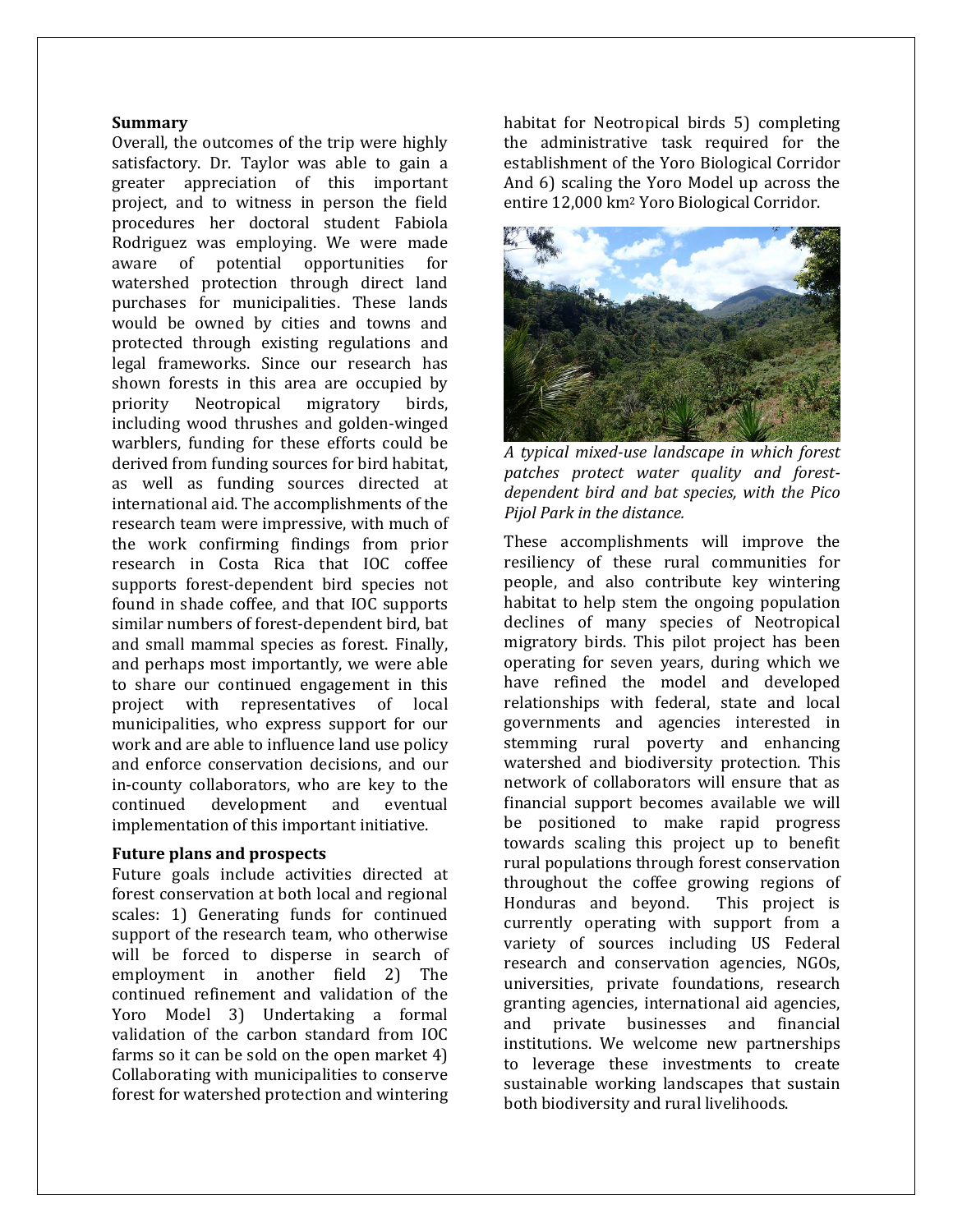## Summary

Overall, the outcomes of the trip were highly satisfactory. Dr. Taylor was able to gain a greater appreciation of this important project, and to witness in person the field procedures her doctoral student Fabiola Rodriguez was employing. We were made aware of potential opportunities for watershed protection through direct land purchases for municipalities. These lands would be owned by cities and towns and protected through existing regulations and legal frameworks. Since our research has shown forests in this area are occupied by priority Neotropical migratory birds, including wood thrushes and golden-winged warblers, funding for these efforts could be derived from funding sources for bird habitat, as well as funding sources directed at international aid. The accomplishments of the research team were impressive, with much of the work confirming findings from prior research in Costa Rica that IOC coffee supports forest-dependent bird species not found in shade coffee, and that IOC supports similar numbers of forest-dependent bird, bat and small mammal species as forest. Finally, and perhaps most importantly, we were able to share our continued engagement in this project with representatives of local municipalities, who express support for our work and are able to influence land use policy and enforce conservation decisions, and our in-county collaborators, who are key to the continued development and eventual implementation of this important initiative.

## Future plans and prospects

Future goals include activities directed at forest conservation at both local and regional scales: 1) Generating funds for continued support of the research team, who otherwise will be forced to disperse in search of employment in another field 2) The continued refinement and validation of the Yoro Model 3) Undertaking a formal validation of the carbon standard from IOC farms so it can be sold on the open market 4) Collaborating with municipalities to conserve forest for watershed protection and wintering habitat for Neotropical birds 5) completing the administrative task required for the establishment of the Yoro Biological Corridor And 6) scaling the Yoro Model up across the entire 12,000 km$^2$ Yoro Biological Corridor.

*A typical mixed-use landscape in which forest patches protect water quality and forest-dependent bird and bat species, with the Pico Pijol Park in the distance.*

These accomplishments will improve the resiliency of these rural communities for people, and also contribute key wintering habitat to help stem the ongoing population declines of many species of Neotropical migratory birds. This pilot project has been operating for seven years, during which we have refined the model and developed relationships with federal, state and local governments and agencies interested in stemming rural poverty and enhancing watershed and biodiversity protection. This network of collaborators will ensure that as financial support becomes available we will be positioned to make rapid progress towards scaling this project up to benefit rural populations through forest conservation throughout the coffee growing regions of Honduras and beyond. This project is currently operating with support from a variety of sources including US Federal research and conservation agencies, NGOs, universities, private foundations, research granting agencies, international aid agencies, and private businesses and financial institutions. We welcome new partnerships to leverage these investments to create sustainable working landscapes that sustain both biodiversity and rural livelihoods.